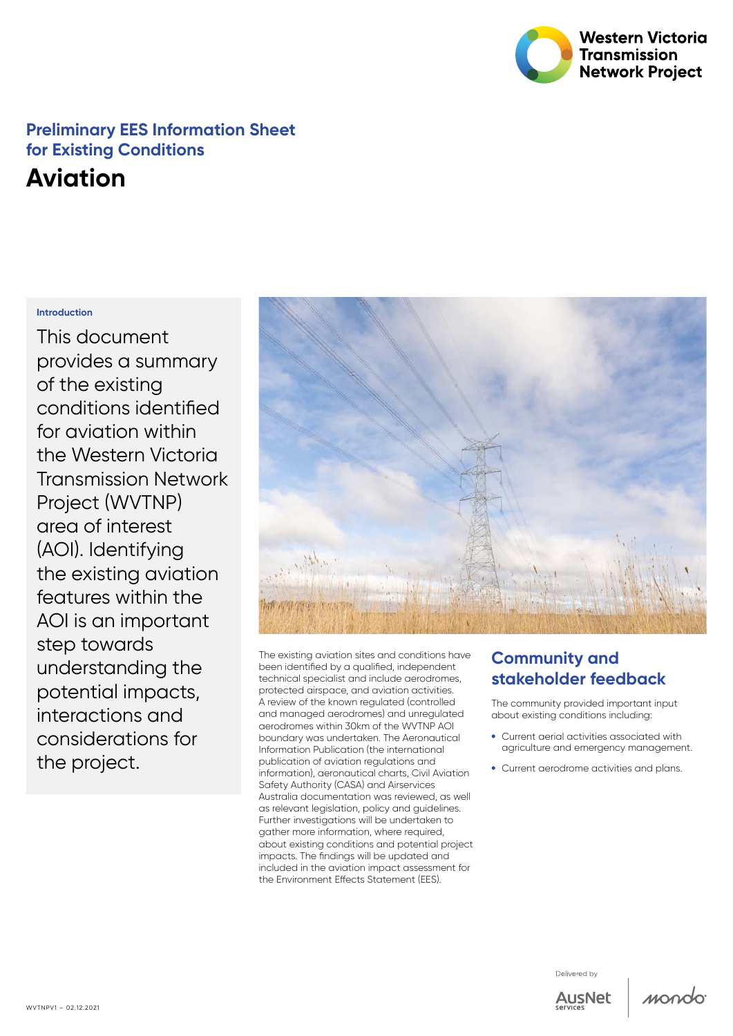Western Victoria Transmission Network Project

## Preliminary EES Information Sheet for Existing Conditions

# Aviation

### Introduction

This document provides a summary of the existing conditions identified for aviation within the Western Victoria Transmission Network Project (WVTNP) area of interest (AOI). Identifying the existing aviation features within the AOI is an important step towards understanding the potential impacts, interactions and considerations for the project.

The existing aviation sites and conditions have been identified by a qualified, independent technical specialist and include aerodromes, protected airspace, and aviation activities. A review of the known regulated (controlled and managed aerodromes) and unregulated aerodromes within 30km of the WVTNP AOI boundary was undertaken. The Aeronautical Information Publication (the international publication of aviation regulations and information), aeronautical charts, Civil Aviation Safety Authority (CASA) and Airservices Australia documentation was reviewed, as well as relevant legislation, policy and guidelines. Further investigations will be undertaken to gather more information, where required, about existing conditions and potential project impacts. The findings will be updated and included in the aviation impact assessment for the Environment Effects Statement (EES).

## Community and stakeholder feedback

The community provided important input about existing conditions including:

- Current aerial activities associated with agriculture and emergency management.
- Current aerodrome activities and plans.

WVTNPV1 – 02.12.2021

Delivered by AusNet services | mondo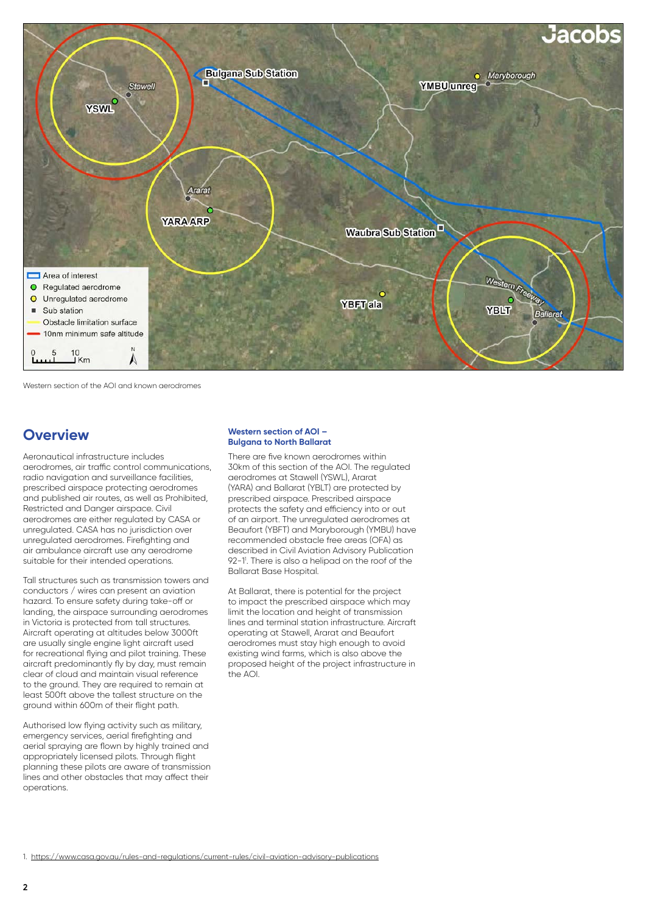Western section of the AOI and known aerodromes

## Overview

Aeronautical infrastructure includes aerodromes, air traffic control communications, radio navigation and surveillance facilities, prescribed airspace protecting aerodromes and published air routes, as well as Prohibited, Restricted and Danger airspace. Civil aerodromes are either regulated by CASA or unregulated. CASA has no jurisdiction over unregulated aerodromes. Firefighting and air ambulance aircraft use any aerodrome suitable for their intended operations.

Tall structures such as transmission towers and conductors / wires can present an aviation hazard. To ensure safety during take-off or landing, the airspace surrounding aerodromes in Victoria is protected from tall structures. Aircraft operating at altitudes below 3000ft are usually single engine light aircraft used for recreational flying and pilot training. These aircraft predominantly fly by day, must remain clear of cloud and maintain visual reference to the ground. They are required to remain at least 500ft above the tallest structure on the ground within 600m of their flight path.

Authorised low flying activity such as military, emergency services, aerial firefighting and aerial spraying are flown by highly trained and appropriately licensed pilots. Through flight planning these pilots are aware of transmission lines and other obstacles that may affect their operations.

### Western section of AOI – Bulgana to North Ballarat

There are five known aerodromes within 30km of this section of the AOI. The regulated aerodromes at Stawell (YSWL), Ararat (YARA) and Ballarat (YBLT) are protected by prescribed airspace. Prescribed airspace protects the safety and efficiency into or out of an airport. The unregulated aerodromes at Beaufort (YBFT) and Maryborough (YMBU) have recommended obstacle free areas (OFA) as described in Civil Aviation Advisory Publication 92-1[1]. There is also a helipad on the roof of the Ballarat Base Hospital.

At Ballarat, there is potential for the project to impact the prescribed airspace which may limit the location and height of transmission lines and terminal station infrastructure. Aircraft operating at Stawell, Ararat and Beaufort aerodromes must stay high enough to avoid existing wind farms, which is also above the proposed height of the project infrastructure in the AOI.

1. https://www.casa.gov.au/rules-and-regulations/current-rules/civil-aviation-advisory-publications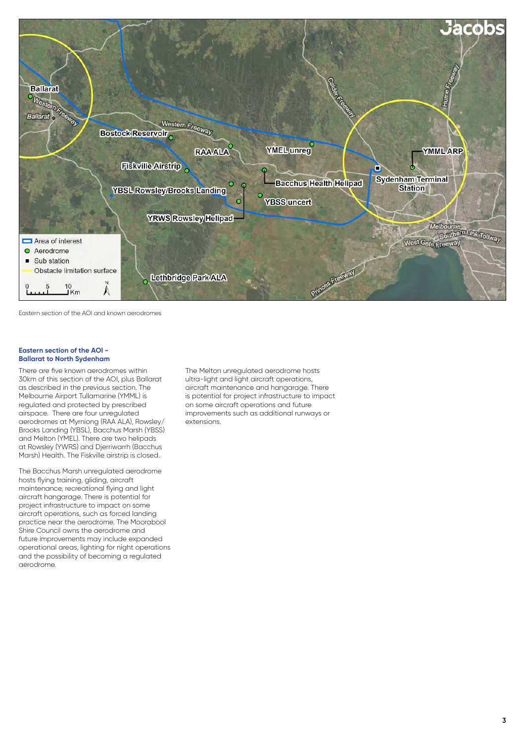Eastern section of the AOI and known aerodromes

### Eastern section of the AOI - Ballarat to North Sydenham

There are five known aerodromes within 30km of this section of the AOI, plus Ballarat as described in the previous section. The Melbourne Airport Tullamarine (YMML) is regulated and protected by prescribed airspace. There are four unregulated aerodromes at Myrniong (RAA ALA), Rowsley/Brooks Landing (YBSL), Bacchus Marsh (YBSS) and Melton (YMEL). There are two helipads at Rowsley (YWRS) and Djerriwarrh (Bacchus Marsh) Health. The Fiskville airstrip is closed.

The Bacchus Marsh unregulated aerodrome hosts flying training, gliding, aircraft maintenance, recreational flying and light aircraft hangarage. There is potential for project infrastructure to impact on some aircraft operations, such as forced landing practice near the aerodrome. The Moorabool Shire Council owns the aerodrome and future improvements may include expanded operational areas, lighting for night operations and the possibility of becoming a regulated aerodrome.

The Melton unregulated aerodrome hosts ultra-light and light aircraft operations, aircraft maintenance and hangarage. There is potential for project infrastructure to impact on some aircraft operations and future improvements such as additional runways or extensions.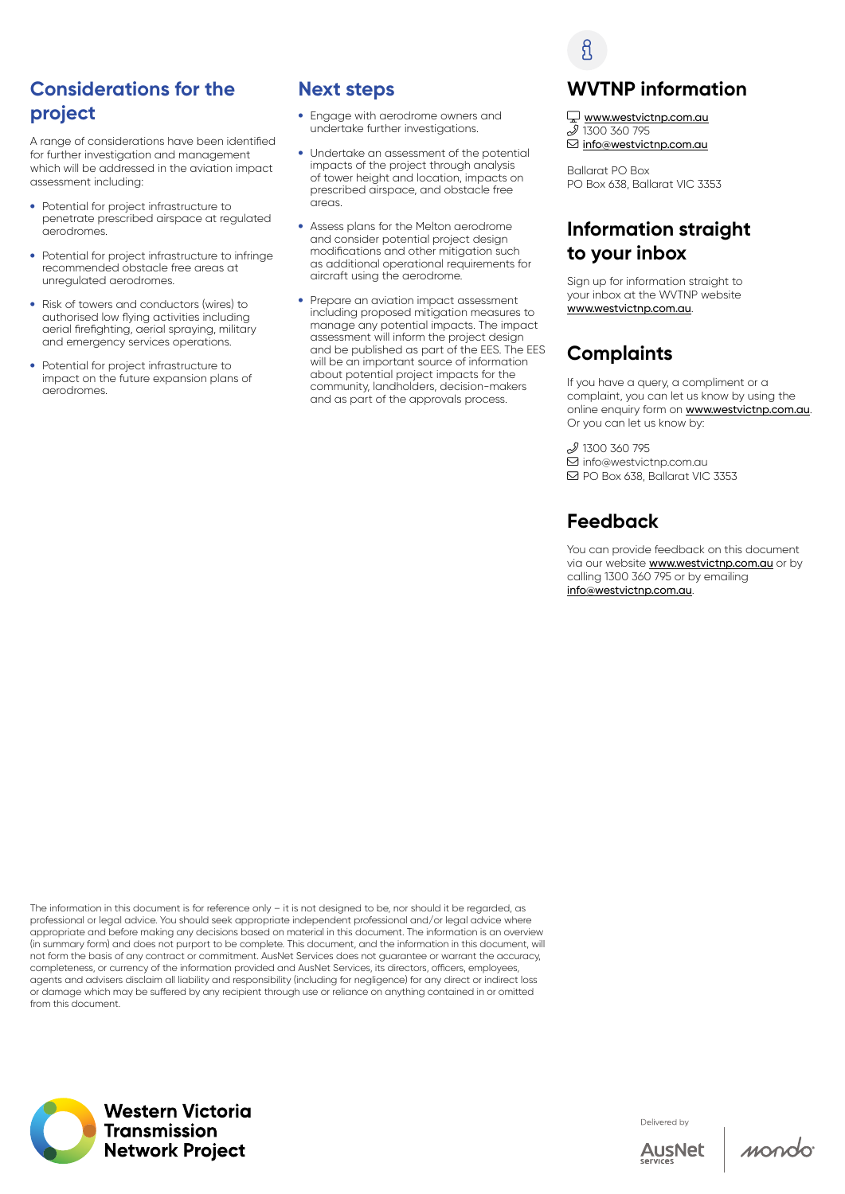## Considerations for the project

A range of considerations have been identified for further investigation and management which will be addressed in the aviation impact assessment including:

- Potential for project infrastructure to penetrate prescribed airspace at regulated aerodromes.
- Potential for project infrastructure to infringe recommended obstacle free areas at unregulated aerodromes.
- Risk of towers and conductors (wires) to authorised low flying activities including aerial firefighting, aerial spraying, military and emergency services operations.
- Potential for project infrastructure to impact on the future expansion plans of aerodromes.

## Next steps

- Engage with aerodrome owners and undertake further investigations.
- Undertake an assessment of the potential impacts of the project through analysis of tower height and location, impacts on prescribed airspace, and obstacle free areas.
- Assess plans for the Melton aerodrome and consider potential project design modifications and other mitigation such as additional operational requirements for aircraft using the aerodrome.
- Prepare an aviation impact assessment including proposed mitigation measures to manage any potential impacts. The impact assessment will inform the project design and be published as part of the EES. The EES will be an important source of information about potential project impacts for the community, landholders, decision-makers and as part of the approvals process.

## WVTNP information

www.westvictnp.com.au
1300 360 795
info@westvictnp.com.au

Ballarat PO Box
PO Box 638, Ballarat VIC 3353

## Information straight to your inbox

Sign up for information straight to your inbox at the WVTNP website www.westvictnp.com.au.

## Complaints

If you have a query, a compliment or a complaint, you can let us know by using the online enquiry form on www.westvictnp.com.au. Or you can let us know by:

1300 360 795
info@westvictnp.com.au
PO Box 638, Ballarat VIC 3353

## Feedback

You can provide feedback on this document via our website www.westvictnp.com.au or by calling 1300 360 795 or by emailing info@westvictnp.com.au.

The information in this document is for reference only – it is not designed to be, nor should it be regarded, as professional or legal advice. You should seek appropriate independent professional and/or legal advice where appropriate and before making any decisions based on material in this document. The information is an overview (in summary form) and does not purport to be complete. This document, and the information in this document, will not form the basis of any contract or commitment. AusNet Services does not guarantee or warrant the accuracy, completeness, or currency of the information provided and AusNet Services, its directors, officers, employees, agents and advisers disclaim all liability and responsibility (including for negligence) for any direct or indirect loss or damage which may be suffered by any recipient through use or reliance on anything contained in or omitted from this document.

Western Victoria Transmission Network Project

Delivered by

AusNet services

mondo